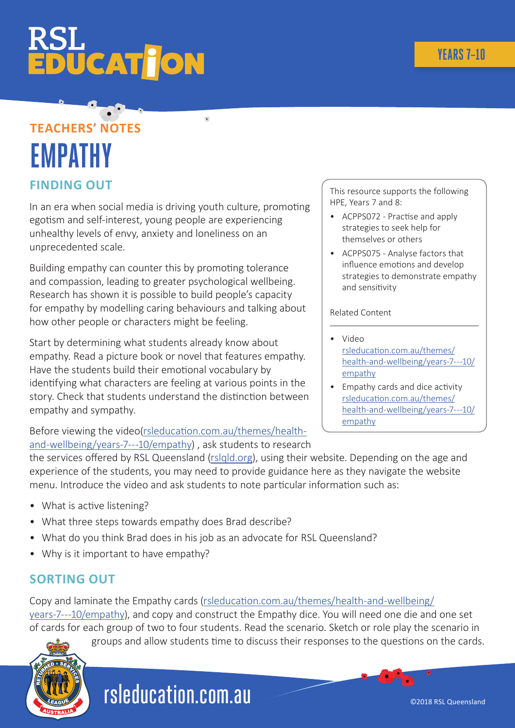RSL EDUCATION

YEARS 7–10

## TEACHERS' NOTES

# EMPATHY

### FINDING OUT

In an era when social media is driving youth culture, promoting egotism and self-interest, young people are experiencing unhealthy levels of envy, anxiety and loneliness on an unprecedented scale.

Building empathy can counter this by promoting tolerance and compassion, leading to greater psychological wellbeing. Research has shown it is possible to build people's capacity for empathy by modelling caring behaviours and talking about how other people or characters might be feeling.

Start by determining what students already know about empathy. Read a picture book or novel that features empathy. Have the students build their emotional vocabulary by identifying what characters are feeling at various points in the story. Check that students understand the distinction between empathy and sympathy.

Before viewing the video(rsleducation.com.au/themes/health-and-wellbeing/years-7---10/empathy) , ask students to research the services offered by RSL Queensland (rslqld.org), using their website. Depending on the age and experience of the students, you may need to provide guidance here as they navigate the website menu. Introduce the video and ask students to note particular information such as:

- What is active listening?
- What three steps towards empathy does Brad describe?
- What do you think Brad does in his job as an advocate for RSL Queensland?
- Why is it important to have empathy?

This resource supports the following HPE, Years 7 and 8:

- ACPPS072 - Practise and apply strategies to seek help for themselves or others
- ACPPS075 - Analyse factors that influence emotions and develop strategies to demonstrate empathy and sensitivity

Related Content

- Video rsleducation.com.au/themes/health-and-wellbeing/years-7---10/empathy
- Empathy cards and dice activity rsleducation.com.au/themes/health-and-wellbeing/years-7---10/empathy

### SORTING OUT

Copy and laminate the Empathy cards (rsleducation.com.au/themes/health-and-wellbeing/years-7---10/empathy), and copy and construct the Empathy dice. You will need one die and one set of cards for each group of two to four students. Read the scenario. Sketch or role play the scenario in groups and allow students time to discuss their responses to the questions on the cards.

rsleducation.com.au

©2018 RSL Queensland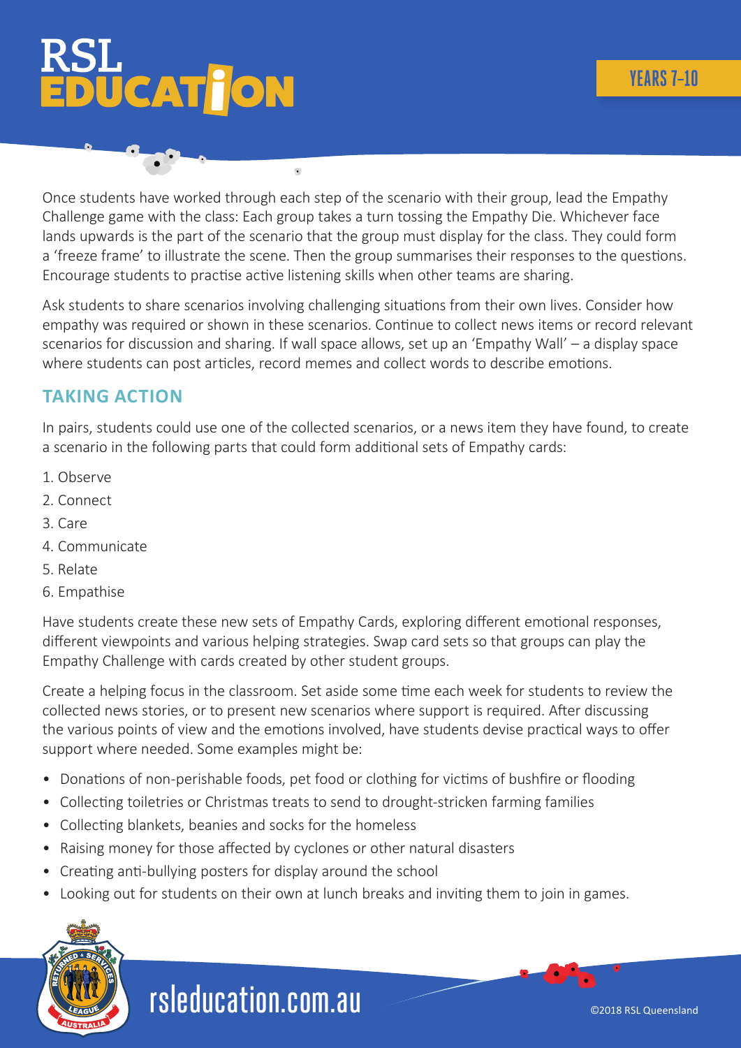Once students have worked through each step of the scenario with their group, lead the Empathy Challenge game with the class: Each group takes a turn tossing the Empathy Die. Whichever face lands upwards is the part of the scenario that the group must display for the class. They could form a 'freeze frame' to illustrate the scene. Then the group summarises their responses to the questions. Encourage students to practise active listening skills when other teams are sharing.

Ask students to share scenarios involving challenging situations from their own lives. Consider how empathy was required or shown in these scenarios. Continue to collect news items or record relevant scenarios for discussion and sharing. If wall space allows, set up an 'Empathy Wall' – a display space where students can post articles, record memes and collect words to describe emotions.

## TAKING ACTION

In pairs, students could use one of the collected scenarios, or a news item they have found, to create a scenario in the following parts that could form additional sets of Empathy cards:

1. Observe
2. Connect
3. Care
4. Communicate
5. Relate
6. Empathise

Have students create these new sets of Empathy Cards, exploring different emotional responses, different viewpoints and various helping strategies. Swap card sets so that groups can play the Empathy Challenge with cards created by other student groups.

Create a helping focus in the classroom. Set aside some time each week for students to review the collected news stories, or to present new scenarios where support is required. After discussing the various points of view and the emotions involved, have students devise practical ways to offer support where needed. Some examples might be:

- Donations of non-perishable foods, pet food or clothing for victims of bushfire or flooding
- Collecting toiletries or Christmas treats to send to drought-stricken farming families
- Collecting blankets, beanies and socks for the homeless
- Raising money for those affected by cyclones or other natural disasters
- Creating anti-bullying posters for display around the school
- Looking out for students on their own at lunch breaks and inviting them to join in games.